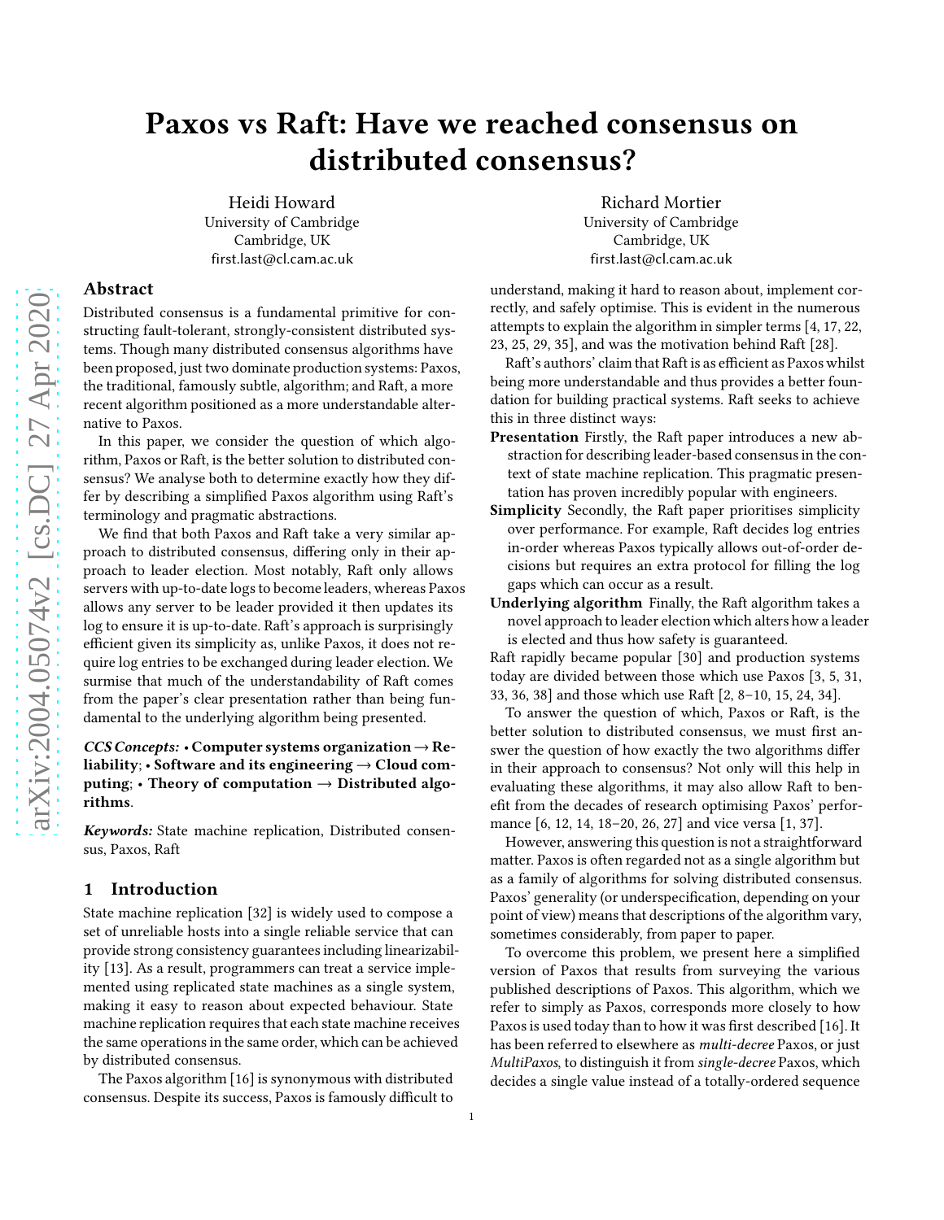# Paxos vs Raft: Have we reached consensus on distributed consensus?

Heidi Howard
University of Cambridge
Cambridge, UK
first.last@cl.cam.ac.uk

Richard Mortier
University of Cambridge
Cambridge, UK
first.last@cl.cam.ac.uk

## Abstract

Distributed consensus is a fundamental primitive for constructing fault-tolerant, strongly-consistent distributed systems. Though many distributed consensus algorithms have been proposed, just two dominate production systems: Paxos, the traditional, famously subtle, algorithm; and Raft, a more recent algorithm positioned as a more understandable alternative to Paxos.

In this paper, we consider the question of which algorithm, Paxos or Raft, is the better solution to distributed consensus? We analyse both to determine exactly how they differ by describing a simplified Paxos algorithm using Raft's terminology and pragmatic abstractions.

We find that both Paxos and Raft take a very similar approach to distributed consensus, differing only in their approach to leader election. Most notably, Raft only allows servers with up-to-date logs to become leaders, whereas Paxos allows any server to be leader provided it then updates its log to ensure it is up-to-date. Raft's approach is surprisingly efficient given its simplicity as, unlike Paxos, it does not require log entries to be exchanged during leader election. We surmise that much of the understandability of Raft comes from the paper's clear presentation rather than being fundamental to the underlying algorithm being presented.

***CCS Concepts:*** • **Computer systems organization → Reliability**; • **Software and its engineering → Cloud computing**; • **Theory of computation → Distributed algorithms**.

***Keywords:*** State machine replication, Distributed consensus, Paxos, Raft

## 1 Introduction

State machine replication [32] is widely used to compose a set of unreliable hosts into a single reliable service that can provide strong consistency guarantees including linearizability [13]. As a result, programmers can treat a service implemented using replicated state machines as a single system, making it easy to reason about expected behaviour. State machine replication requires that each state machine receives the same operations in the same order, which can be achieved by distributed consensus.

The Paxos algorithm [16] is synonymous with distributed consensus. Despite its success, Paxos is famously difficult to understand, making it hard to reason about, implement correctly, and safely optimise. This is evident in the numerous attempts to explain the algorithm in simpler terms [4, 17, 22, 23, 25, 29, 35], and was the motivation behind Raft [28].

Raft's authors' claim that Raft is as efficient as Paxos whilst being more understandable and thus provides a better foundation for building practical systems. Raft seeks to achieve this in three distinct ways:

**Presentation** Firstly, the Raft paper introduces a new abstraction for describing leader-based consensus in the context of state machine replication. This pragmatic presentation has proven incredibly popular with engineers.

**Simplicity** Secondly, the Raft paper prioritises simplicity over performance. For example, Raft decides log entries in-order whereas Paxos typically allows out-of-order decisions but requires an extra protocol for filling the log gaps which can occur as a result.

**Underlying algorithm** Finally, the Raft algorithm takes a novel approach to leader election which alters how a leader is elected and thus how safety is guaranteed.

Raft rapidly became popular [30] and production systems today are divided between those which use Paxos [3, 5, 31, 33, 36, 38] and those which use Raft [2, 8–10, 15, 24, 34].

To answer the question of which, Paxos or Raft, is the better solution to distributed consensus, we must first answer the question of how exactly the two algorithms differ in their approach to consensus? Not only will this help in evaluating these algorithms, it may also allow Raft to benefit from the decades of research optimising Paxos' performance [6, 12, 14, 18–20, 26, 27] and vice versa [1, 37].

However, answering this question is not a straightforward matter. Paxos is often regarded not as a single algorithm but as a family of algorithms for solving distributed consensus. Paxos' generality (or underspecification, depending on your point of view) means that descriptions of the algorithm vary, sometimes considerably, from paper to paper.

To overcome this problem, we present here a simplified version of Paxos that results from surveying the various published descriptions of Paxos. This algorithm, which we refer to simply as Paxos, corresponds more closely to how Paxos is used today than to how it was first described [16]. It has been referred to elsewhere as *multi-decree* Paxos, or just *MultiPaxos*, to distinguish it from *single-decree* Paxos, which decides a single value instead of a totally-ordered sequence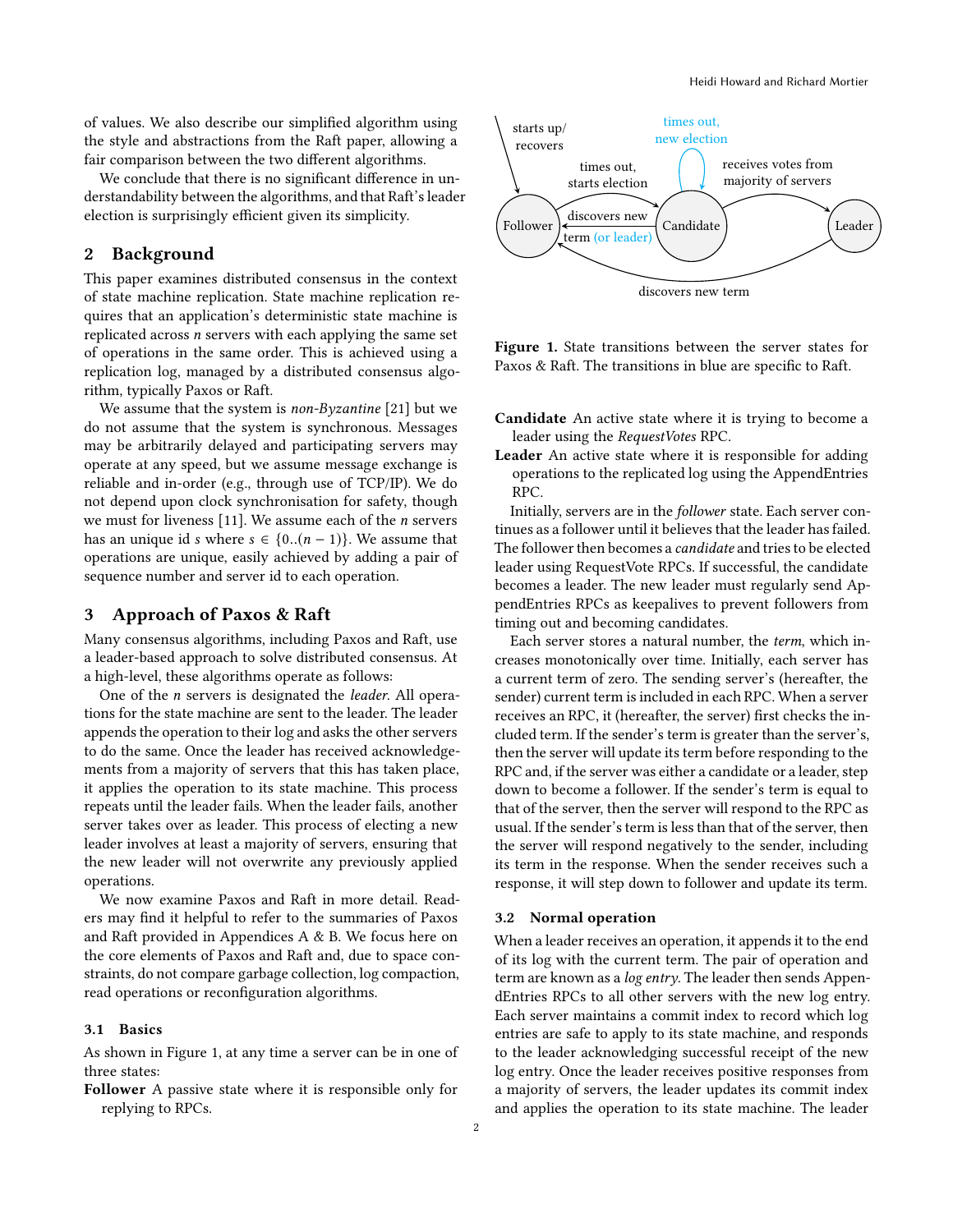of values. We also describe our simplified algorithm using the style and abstractions from the Raft paper, allowing a fair comparison between the two different algorithms.

We conclude that there is no significant difference in understandability between the algorithms, and that Raft's leader election is surprisingly efficient given its simplicity.

## 2 Background

This paper examines distributed consensus in the context of state machine replication. State machine replication requires that an application's deterministic state machine is replicated across $n$ servers with each applying the same set of operations in the same order. This is achieved using a replication log, managed by a distributed consensus algorithm, typically Paxos or Raft.

We assume that the system is *non-Byzantine* [21] but we do not assume that the system is synchronous. Messages may be arbitrarily delayed and participating servers may operate at any speed, but we assume message exchange is reliable and in-order (e.g., through use of TCP/IP). We do not depend upon clock synchronisation for safety, though we must for liveness [11]. We assume each of the $n$ servers has an unique id $s$ where $s \in \{0..(n-1)\}$. We assume that operations are unique, easily achieved by adding a pair of sequence number and server id to each operation.

## 3 Approach of Paxos & Raft

Many consensus algorithms, including Paxos and Raft, use a leader-based approach to solve distributed consensus. At a high-level, these algorithms operate as follows:

One of the $n$ servers is designated the *leader*. All operations for the state machine are sent to the leader. The leader appends the operation to their log and asks the other servers to do the same. Once the leader has received acknowledgements from a majority of servers that this has taken place, it applies the operation to its state machine. This process repeats until the leader fails. When the leader fails, another server takes over as leader. This process of electing a new leader involves at least a majority of servers, ensuring that the new leader will not overwrite any previously applied operations.

We now examine Paxos and Raft in more detail. Readers may find it helpful to refer to the summaries of Paxos and Raft provided in Appendices A & B. We focus here on the core elements of Paxos and Raft and, due to space constraints, do not compare garbage collection, log compaction, read operations or reconfiguration algorithms.

### 3.1 Basics

As shown in Figure 1, at any time a server can be in one of three states:

**Follower** A passive state where it is responsible only for replying to RPCs.

**Candidate** An active state where it is trying to become a leader using the *RequestVotes* RPC.

**Leader** An active state where it is responsible for adding operations to the replicated log using the AppendEntries RPC.

starts up/ recovers; times out, starts election; times out, new election; receives votes from majority of servers; discovers new term (or leader); discovers new term

**Figure 1.** State transitions between the server states for Paxos & Raft. The transitions in blue are specific to Raft.

Initially, servers are in the *follower* state. Each server continues as a follower until it believes that the leader has failed. The follower then becomes a *candidate* and tries to be elected leader using RequestVote RPCs. If successful, the candidate becomes a leader. The new leader must regularly send AppendEntries RPCs as keepalives to prevent followers from timing out and becoming candidates.

Each server stores a natural number, the *term*, which increases monotonically over time. Initially, each server has a current term of zero. The sending server's (hereafter, the sender) current term is included in each RPC. When a server receives an RPC, it (hereafter, the server) first checks the included term. If the sender's term is greater than the server's, then the server will update its term before responding to the RPC and, if the server was either a candidate or a leader, step down to become a follower. If the sender's term is equal to that of the server, then the server will respond to the RPC as usual. If the sender's term is less than that of the server, then the server will respond negatively to the sender, including its term in the response. When the sender receives such a response, it will step down to follower and update its term.

### 3.2 Normal operation

When a leader receives an operation, it appends it to the end of its log with the current term. The pair of operation and term are known as a *log entry*. The leader then sends AppendEntries RPCs to all other servers with the new log entry. Each server maintains a commit index to record which log entries are safe to apply to its state machine, and responds to the leader acknowledging successful receipt of the new log entry. Once the leader receives positive responses from a majority of servers, the leader updates its commit index and applies the operation to its state machine. The leader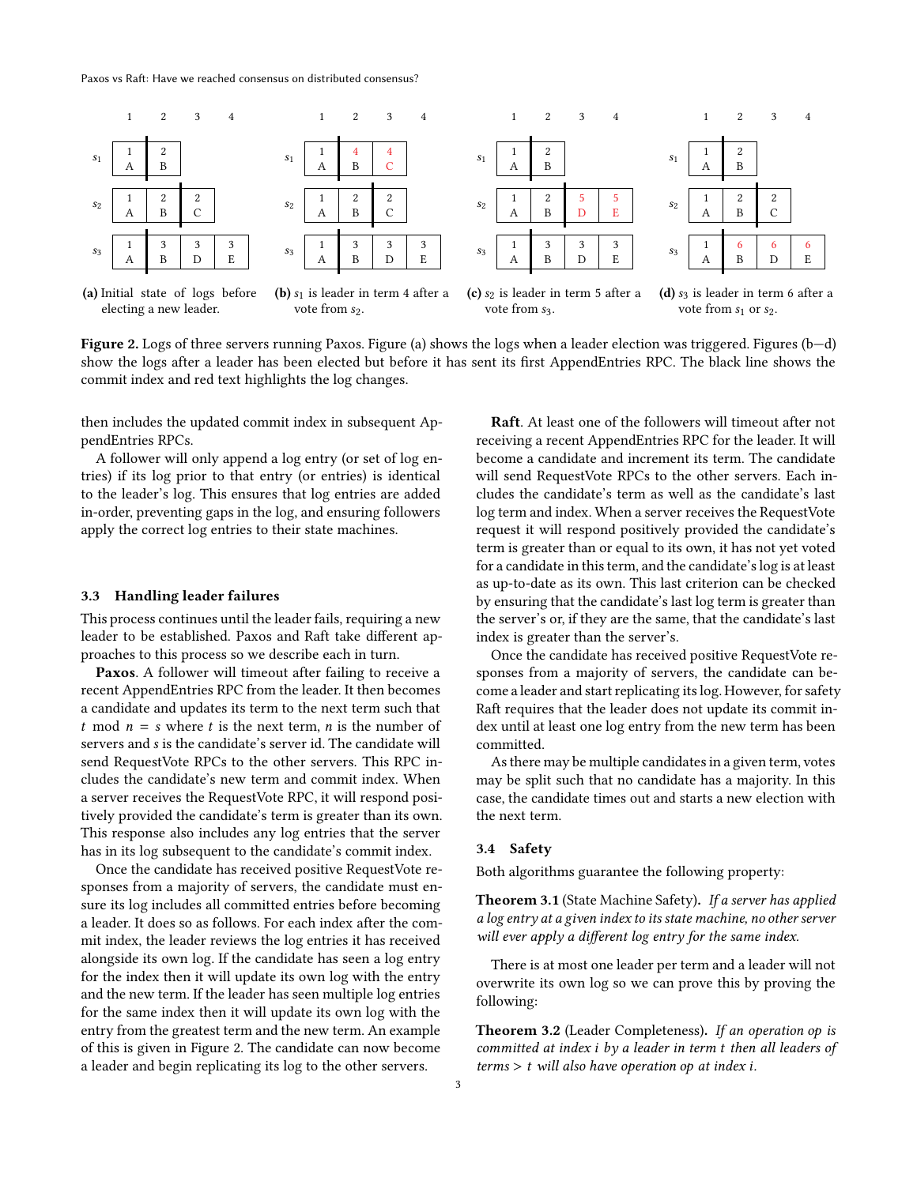**Figure 2.** Logs of three servers running Paxos. Figure (a) shows the logs when a leader election was triggered. Figures (b—d) show the logs after a leader has been elected but before it has sent its first AppendEntries RPC. The black line shows the commit index and red text highlights the log changes.

(a) Initial state of logs before electing a new leader.

(b) $s_1$ is leader in term 4 after a vote from $s_2$.

(c) $s_2$ is leader in term 5 after a vote from $s_3$.

(d) $s_3$ is leader in term 6 after a vote from $s_1$ or $s_2$.

then includes the updated commit index in subsequent AppendEntries RPCs.

A follower will only append a log entry (or set of log entries) if its log prior to that entry (or entries) is identical to the leader's log. This ensures that log entries are added in-order, preventing gaps in the log, and ensuring followers apply the correct log entries to their state machines.

### 3.3 Handling leader failures

This process continues until the leader fails, requiring a new leader to be established. Paxos and Raft take different approaches to this process so we describe each in turn.

**Paxos**. A follower will timeout after failing to receive a recent AppendEntries RPC from the leader. It then becomes a candidate and updates its term to the next term such that $t \bmod n = s$ where $t$ is the next term, $n$ is the number of servers and $s$ is the candidate's server id. The candidate will send RequestVote RPCs to the other servers. This RPC includes the candidate's new term and commit index. When a server receives the RequestVote RPC, it will respond positively provided the candidate's term is greater than its own. This response also includes any log entries that the server has in its log subsequent to the candidate's commit index.

Once the candidate has received positive RequestVote responses from a majority of servers, the candidate must ensure its log includes all committed entries before becoming a leader. It does so as follows. For each index after the commit index, the leader reviews the log entries it has received alongside its own log. If the candidate has seen a log entry for the index then it will update its own log with the entry and the new term. If the leader has seen multiple log entries for the same index then it will update its own log with the entry from the greatest term and the new term. An example of this is given in Figure 2. The candidate can now become a leader and begin replicating its log to the other servers.

**Raft**. At least one of the followers will timeout after not receiving a recent AppendEntries RPC for the leader. It will become a candidate and increment its term. The candidate will send RequestVote RPCs to the other servers. Each includes the candidate's term as well as the candidate's last log term and index. When a server receives the RequestVote request it will respond positively provided the candidate's term is greater than or equal to its own, it has not yet voted for a candidate in this term, and the candidate's log is at least as up-to-date as its own. This last criterion can be checked by ensuring that the candidate's last log term is greater than the server's or, if they are the same, that the candidate's last index is greater than the server's.

Once the candidate has received positive RequestVote responses from a majority of servers, the candidate can become a leader and start replicating its log. However, for safety Raft requires that the leader does not update its commit index until at least one log entry from the new term has been committed.

As there may be multiple candidates in a given term, votes may be split such that no candidate has a majority. In this case, the candidate times out and starts a new election with the next term.

### 3.4 Safety

Both algorithms guarantee the following property:

**Theorem 3.1** (State Machine Safety). *If a server has applied a log entry at a given index to its state machine, no other server will ever apply a different log entry for the same index.*

There is at most one leader per term and a leader will not overwrite its own log so we can prove this by proving the following:

**Theorem 3.2** (Leader Completeness). *If an operation op is committed at index i by a leader in term t then all leaders of terms > t will also have operation op at index i.*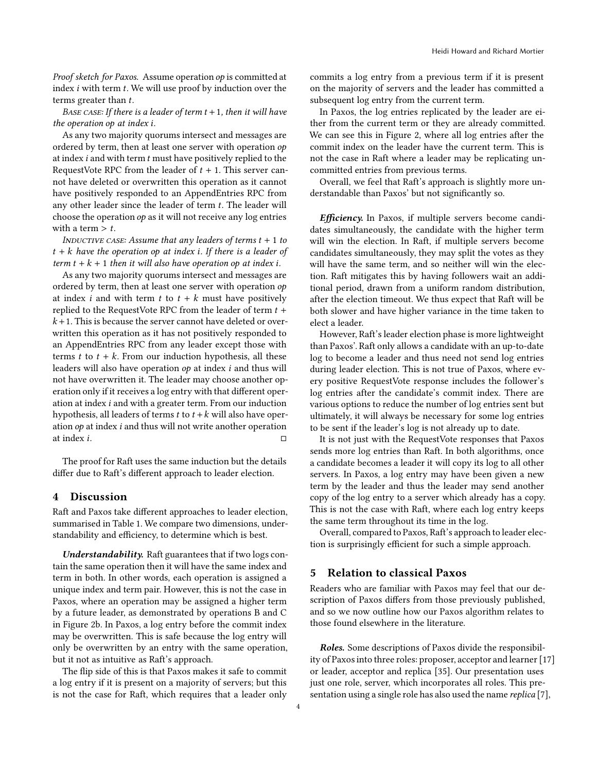*Proof sketch for Paxos.* Assume operation *op* is committed at index $i$ with term $t$. We will use proof by induction over the terms greater than $t$.

*Base case: If there is a leader of term $t+1$, then it will have the operation op at index $i$.*

As any two majority quorums intersect and messages are ordered by term, then at least one server with operation *op* at index $i$ and with term $t$ must have positively replied to the RequestVote RPC from the leader of $t+1$. This server cannot have deleted or overwritten this operation as it cannot have positively responded to an AppendEntries RPC from any other leader since the leader of term $t$. The leader will choose the operation *op* as it will not receive any log entries with a term $> t$.

*Inductive case: Assume that any leaders of terms $t+1$ to $t+k$ have the operation op at index $i$. If there is a leader of term $t+k+1$ then it will also have operation op at index $i$.*

As any two majority quorums intersect and messages are ordered by term, then at least one server with operation *op* at index $i$ and with term $t$ to $t+k$ must have positively replied to the RequestVote RPC from the leader of term $t+k+1$. This is because the server cannot have deleted or overwritten this operation as it has not positively responded to an AppendEntries RPC from any leader except those with terms $t$ to $t+k$. From our induction hypothesis, all these leaders will also have operation *op* at index $i$ and thus will not have overwritten it. The leader may choose another operation only if it receives a log entry with that different operation at index $i$ and with a greater term. From our induction hypothesis, all leaders of terms $t$ to $t+k$ will also have operation *op* at index $i$ and thus will not write another operation at index $i$. ◻

The proof for Raft uses the same induction but the details differ due to Raft's different approach to leader election.

## 4 Discussion

Raft and Paxos take different approaches to leader election, summarised in Table 1. We compare two dimensions, understandability and efficiency, to determine which is best.

***Understandability.*** Raft guarantees that if two logs contain the same operation then it will have the same index and term in both. In other words, each operation is assigned a unique index and term pair. However, this is not the case in Paxos, where an operation may be assigned a higher term by a future leader, as demonstrated by operations B and C in Figure 2b. In Paxos, a log entry before the commit index may be overwritten. This is safe because the log entry will only be overwritten by an entry with the same operation, but it not as intuitive as Raft's approach.

The flip side of this is that Paxos makes it safe to commit a log entry if it is present on a majority of servers; but this is not the case for Raft, which requires that a leader only commits a log entry from a previous term if it is present on the majority of servers and the leader has committed a subsequent log entry from the current term.

In Paxos, the log entries replicated by the leader are either from the current term or they are already committed. We can see this in Figure 2, where all log entries after the commit index on the leader have the current term. This is not the case in Raft where a leader may be replicating uncommitted entries from previous terms.

Overall, we feel that Raft's approach is slightly more understandable than Paxos' but not significantly so.

***Efficiency.*** In Paxos, if multiple servers become candidates simultaneously, the candidate with the higher term will win the election. In Raft, if multiple servers become candidates simultaneously, they may split the votes as they will have the same term, and so neither will win the election. Raft mitigates this by having followers wait an additional period, drawn from a uniform random distribution, after the election timeout. We thus expect that Raft will be both slower and have higher variance in the time taken to elect a leader.

However, Raft's leader election phase is more lightweight than Paxos'. Raft only allows a candidate with an up-to-date log to become a leader and thus need not send log entries during leader election. This is not true of Paxos, where every positive RequestVote response includes the follower's log entries after the candidate's commit index. There are various options to reduce the number of log entries sent but ultimately, it will always be necessary for some log entries to be sent if the leader's log is not already up to date.

It is not just with the RequestVote responses that Paxos sends more log entries than Raft. In both algorithms, once a candidate becomes a leader it will copy its log to all other servers. In Paxos, a log entry may have been given a new term by the leader and thus the leader may send another copy of the log entry to a server which already has a copy. This is not the case with Raft, where each log entry keeps the same term throughout its time in the log.

Overall, compared to Paxos, Raft's approach to leader election is surprisingly efficient for such a simple approach.

## 5 Relation to classical Paxos

Readers who are familiar with Paxos may feel that our description of Paxos differs from those previously published, and so we now outline how our Paxos algorithm relates to those found elsewhere in the literature.

***Roles.*** Some descriptions of Paxos divide the responsibility of Paxos into three roles: proposer, acceptor and learner [17] or leader, acceptor and replica [35]. Our presentation uses just one role, server, which incorporates all roles. This presentation using a single role has also used the name *replica* [7],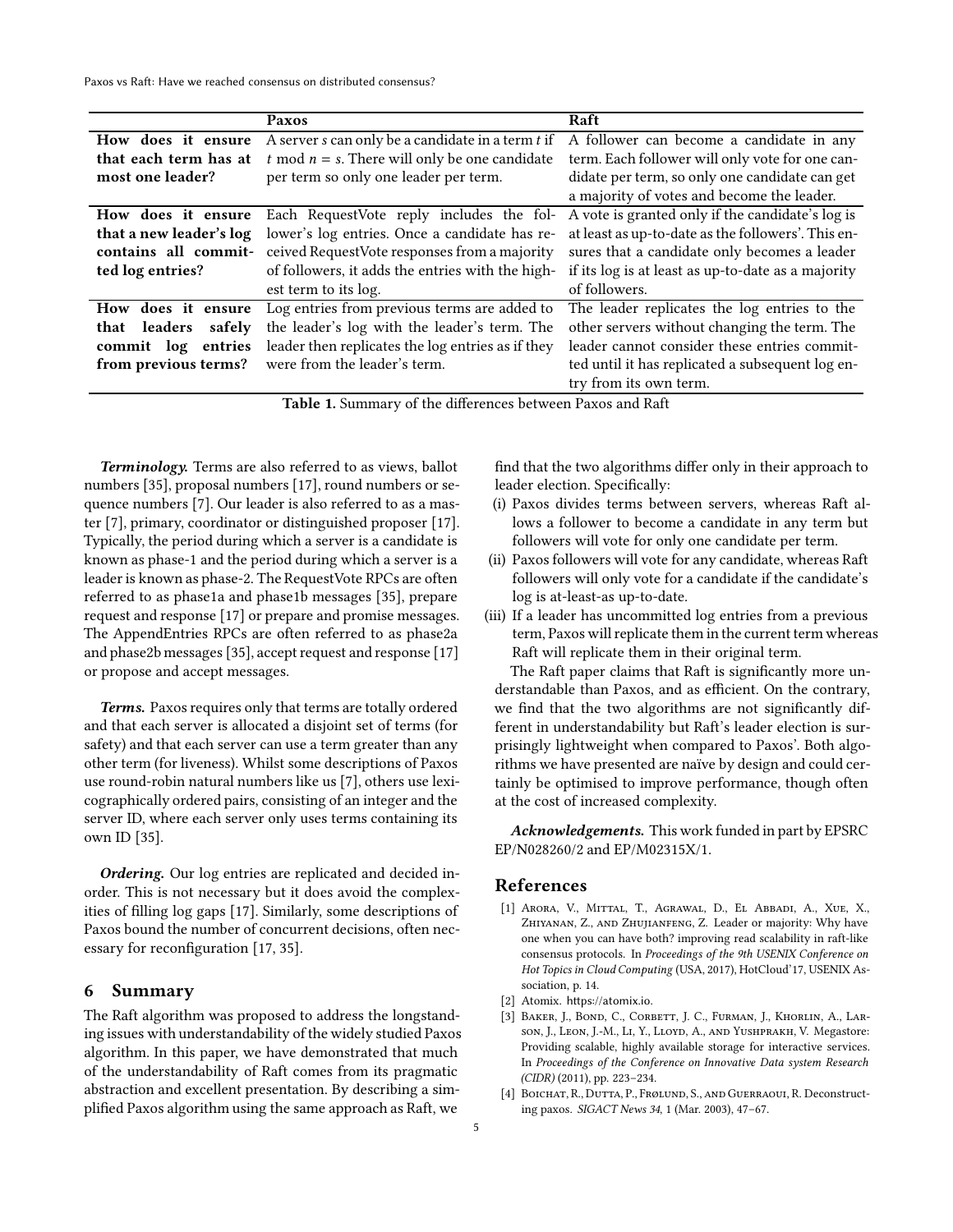| | Paxos | Raft |
|---|---|---|
| **How does it ensure that each term has at most one leader?** | A server $s$ can only be a candidate in a term $t$ if $t \bmod n = s$. There will only be one candidate per term so only one leader per term. | A follower can become a candidate in any term. Each follower will only vote for one candidate per term, so only one candidate can get a majority of votes and become the leader. |
| **How does it ensure that a new leader's log contains all committed log entries?** | Each RequestVote reply includes the follower's log entries. Once a candidate has received RequestVote responses from a majority of followers, it adds the entries with the highest term to its log. | A vote is granted only if the candidate's log is at least as up-to-date as the followers'. This ensures that a candidate only becomes a leader if its log is at least as up-to-date as a majority of followers. |
| **How does it ensure that leaders safely commit log entries from previous terms?** | Log entries from previous terms are added to the leader's log with the leader's term. The leader then replicates the log entries as if they were from the leader's term. | The leader replicates the log entries to the other servers without changing the term. The leader cannot consider these entries committed until it has replicated a subsequent log entry from its own term. |

**Table 1.** Summary of the differences between Paxos and Raft

***Terminology.*** Terms are also referred to as views, ballot numbers [35], proposal numbers [17], round numbers or sequence numbers [7]. Our leader is also referred to as a master [7], primary, coordinator or distinguished proposer [17]. Typically, the period during which a server is a candidate is known as phase-1 and the period during which a server is a leader is known as phase-2. The RequestVote RPCs are often referred to as phase1a and phase1b messages [35], prepare request and response [17] or prepare and promise messages. The AppendEntries RPCs are often referred to as phase2a and phase2b messages [35], accept request and response [17] or propose and accept messages.

***Terms.*** Paxos requires only that terms are totally ordered and that each server is allocated a disjoint set of terms (for safety) and that each server can use a term greater than any other term (for liveness). Whilst some descriptions of Paxos use round-robin natural numbers like us [7], others use lexicographically ordered pairs, consisting of an integer and the server ID, where each server only uses terms containing its own ID [35].

***Ordering.*** Our log entries are replicated and decided in-order. This is not necessary but it does avoid the complexities of filling log gaps [17]. Similarly, some descriptions of Paxos bound the number of concurrent decisions, often necessary for reconfiguration [17, 35].

## 6 Summary

The Raft algorithm was proposed to address the longstanding issues with understandability of the widely studied Paxos algorithm. In this paper, we have demonstrated that much of the understandability of Raft comes from its pragmatic abstraction and excellent presentation. By describing a simplified Paxos algorithm using the same approach as Raft, we find that the two algorithms differ only in their approach to leader election. Specifically:

(i) Paxos divides terms between servers, whereas Raft allows a follower to become a candidate in any term but followers will vote for only one candidate per term.

(ii) Paxos followers will vote for any candidate, whereas Raft followers will only vote for a candidate if the candidate's log is at-least-as up-to-date.

(iii) If a leader has uncommitted log entries from a previous term, Paxos will replicate them in the current term whereas Raft will replicate them in their original term.

The Raft paper claims that Raft is significantly more understandable than Paxos, and as efficient. On the contrary, we find that the two algorithms are not significantly different in understandability but Raft's leader election is surprisingly lightweight when compared to Paxos'. Both algorithms we have presented are naïve by design and could certainly be optimised to improve performance, though often at the cost of increased complexity.

***Acknowledgements.*** This work funded in part by EPSRC EP/N028260/2 and EP/M02315X/1.

## References

[1] Arora, V., Mittal, T., Agrawal, D., El Abbadi, A., Xue, X., Zhiyanan, Z., and Zhujianfeng, Z. Leader or majority: Why have one when you can have both? improving read scalability in raft-like consensus protocols. In *Proceedings of the 9th USENIX Conference on Hot Topics in Cloud Computing* (USA, 2017), HotCloud'17, USENIX Association, p. 14.

[2] Atomix. https://atomix.io.

[3] Baker, J., Bond, C., Corbett, J. C., Furman, J., Khorlin, A., Larson, J., Leon, J.-M., Li, Y., Lloyd, A., and Yushprakh, V. Megastore: Providing scalable, highly available storage for interactive services. In *Proceedings of the Conference on Innovative Data system Research (CIDR)* (2011), pp. 223–234.

[4] Boichat, R., Dutta, P., Frølund, S., and Guerraoui, R. Deconstructing paxos. *SIGACT News 34*, 1 (Mar. 2003), 47–67.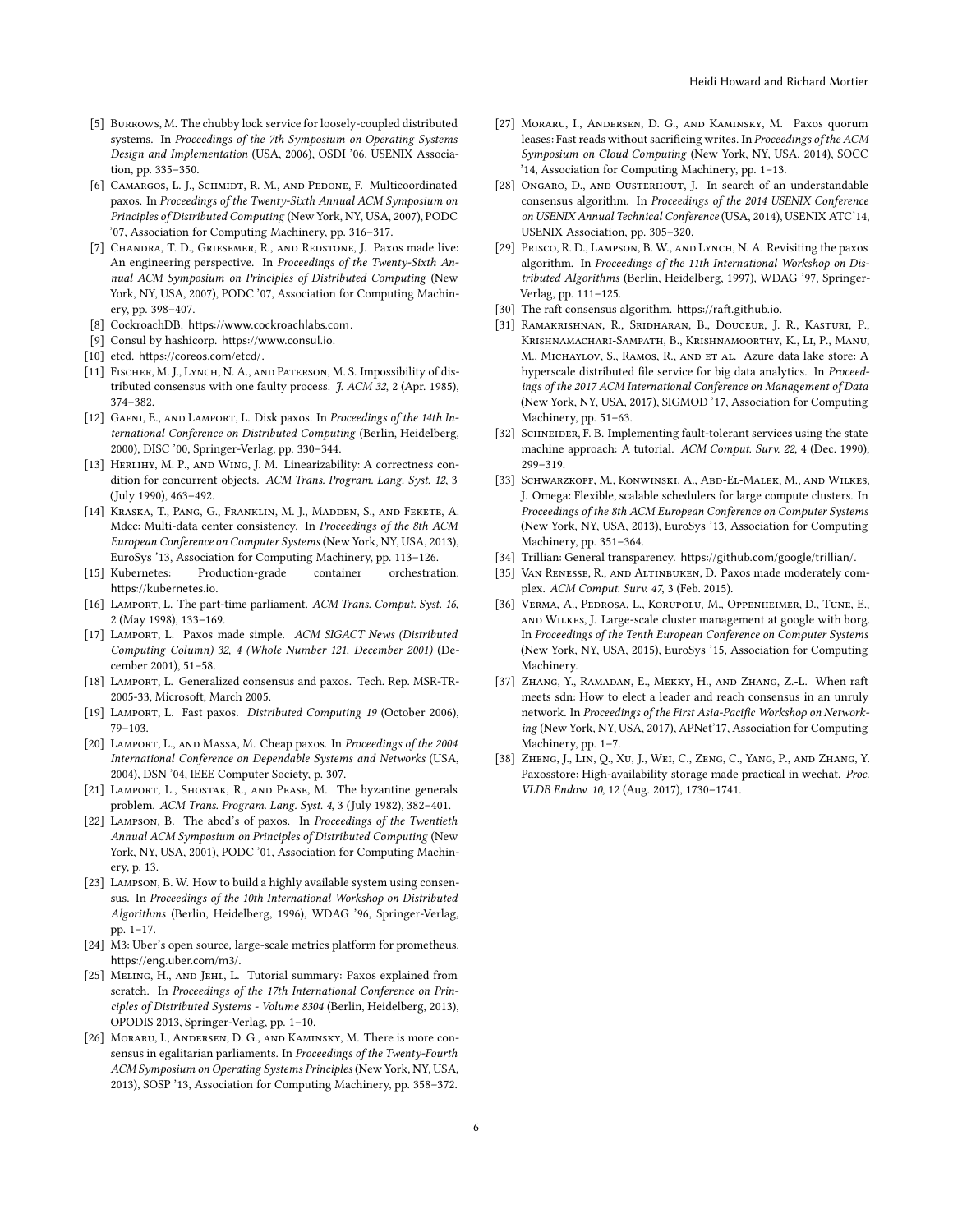[5] Burrows, M. The chubby lock service for loosely-coupled distributed systems. In *Proceedings of the 7th Symposium on Operating Systems Design and Implementation* (USA, 2006), OSDI '06, USENIX Association, pp. 335–350.

[6] Camargos, L. J., Schmidt, R. M., and Pedone, F. Multicoordinated paxos. In *Proceedings of the Twenty-Sixth Annual ACM Symposium on Principles of Distributed Computing* (New York, NY, USA, 2007), PODC '07, Association for Computing Machinery, pp. 316–317.

[7] Chandra, T. D., Griesemer, R., and Redstone, J. Paxos made live: An engineering perspective. In *Proceedings of the Twenty-Sixth Annual ACM Symposium on Principles of Distributed Computing* (New York, NY, USA, 2007), PODC '07, Association for Computing Machinery, pp. 398–407.

[8] CockroachDB. https://www.cockroachlabs.com.

[9] Consul by hashicorp. https://www.consul.io.

[10] etcd. https://coreos.com/etcd/.

[11] Fischer, M. J., Lynch, N. A., and Paterson, M. S. Impossibility of distributed consensus with one faulty process. *J. ACM 32*, 2 (Apr. 1985), 374–382.

[12] Gafni, E., and Lamport, L. Disk paxos. In *Proceedings of the 14th International Conference on Distributed Computing* (Berlin, Heidelberg, 2000), DISC '00, Springer-Verlag, pp. 330–344.

[13] Herlihy, M. P., and Wing, J. M. Linearizability: A correctness condition for concurrent objects. *ACM Trans. Program. Lang. Syst. 12*, 3 (July 1990), 463–492.

[14] Kraska, T., Pang, G., Franklin, M. J., Madden, S., and Fekete, A. Mdcc: Multi-data center consistency. In *Proceedings of the 8th ACM European Conference on Computer Systems* (New York, NY, USA, 2013), EuroSys '13, Association for Computing Machinery, pp. 113–126.

[15] Kubernetes: Production-grade container orchestration. https://kubernetes.io.

[16] Lamport, L. The part-time parliament. *ACM Trans. Comput. Syst. 16*, 2 (May 1998), 133–169.

[17] Lamport, L. Paxos made simple. *ACM SIGACT News (Distributed Computing Column) 32, 4 (Whole Number 121, December 2001)* (December 2001), 51–58.

[18] Lamport, L. Generalized consensus and paxos. Tech. Rep. MSR-TR-2005-33, Microsoft, March 2005.

[19] Lamport, L. Fast paxos. *Distributed Computing 19* (October 2006), 79–103.

[20] Lamport, L., and Massa, M. Cheap paxos. In *Proceedings of the 2004 International Conference on Dependable Systems and Networks* (USA, 2004), DSN '04, IEEE Computer Society, p. 307.

[21] Lamport, L., Shostak, R., and Pease, M. The byzantine generals problem. *ACM Trans. Program. Lang. Syst. 4*, 3 (July 1982), 382–401.

[22] Lampson, B. The abcd's of paxos. In *Proceedings of the Twentieth Annual ACM Symposium on Principles of Distributed Computing* (New York, NY, USA, 2001), PODC '01, Association for Computing Machinery, p. 13.

[23] Lampson, B. W. How to build a highly available system using consensus. In *Proceedings of the 10th International Workshop on Distributed Algorithms* (Berlin, Heidelberg, 1996), WDAG '96, Springer-Verlag, pp. 1–17.

[24] M3: Uber's open source, large-scale metrics platform for prometheus. https://eng.uber.com/m3/.

[25] Meling, H., and Jehl, L. Tutorial summary: Paxos explained from scratch. In *Proceedings of the 17th International Conference on Principles of Distributed Systems - Volume 8304* (Berlin, Heidelberg, 2013), OPODIS 2013, Springer-Verlag, pp. 1–10.

[26] Moraru, I., Andersen, D. G., and Kaminsky, M. There is more consensus in egalitarian parliaments. In *Proceedings of the Twenty-Fourth ACM Symposium on Operating Systems Principles* (New York, NY, USA, 2013), SOSP '13, Association for Computing Machinery, pp. 358–372.

[27] Moraru, I., Andersen, D. G., and Kaminsky, M. Paxos quorum leases: Fast reads without sacrificing writes. In *Proceedings of the ACM Symposium on Cloud Computing* (New York, NY, USA, 2014), SOCC '14, Association for Computing Machinery, pp. 1–13.

[28] Ongaro, D., and Ousterhout, J. In search of an understandable consensus algorithm. In *Proceedings of the 2014 USENIX Conference on USENIX Annual Technical Conference* (USA, 2014), USENIX ATC'14, USENIX Association, pp. 305–320.

[29] Prisco, R. D., Lampson, B. W., and Lynch, N. A. Revisiting the paxos algorithm. In *Proceedings of the 11th International Workshop on Distributed Algorithms* (Berlin, Heidelberg, 1997), WDAG '97, Springer-Verlag, pp. 111–125.

[30] The raft consensus algorithm. https://raft.github.io.

[31] Ramakrishnan, R., Sridharan, B., Douceur, J. R., Kasturi, P., Krishnamachari-Sampath, B., Krishnamoorthy, K., Li, P., Manu, M., Michaylov, S., Ramos, R., and et al. Azure data lake store: A hyperscale distributed file service for big data analytics. In *Proceedings of the 2017 ACM International Conference on Management of Data* (New York, NY, USA, 2017), SIGMOD '17, Association for Computing Machinery, pp. 51–63.

[32] Schneider, F. B. Implementing fault-tolerant services using the state machine approach: A tutorial. *ACM Comput. Surv. 22*, 4 (Dec. 1990), 299–319.

[33] Schwarzkopf, M., Konwinski, A., Abd-El-Malek, M., and Wilkes, J. Omega: Flexible, scalable schedulers for large compute clusters. In *Proceedings of the 8th ACM European Conference on Computer Systems* (New York, NY, USA, 2013), EuroSys '13, Association for Computing Machinery, pp. 351–364.

[34] Trillian: General transparency. https://github.com/google/trillian/.

[35] Van Renesse, R., and Altinbuken, D. Paxos made moderately complex. *ACM Comput. Surv. 47*, 3 (Feb. 2015).

[36] Verma, A., Pedrosa, L., Korupolu, M., Oppenheimer, D., Tune, E., and Wilkes, J. Large-scale cluster management at google with borg. In *Proceedings of the Tenth European Conference on Computer Systems* (New York, NY, USA, 2015), EuroSys '15, Association for Computing Machinery.

[37] Zhang, Y., Ramadan, E., Mekky, H., and Zhang, Z.-L. When raft meets sdn: How to elect a leader and reach consensus in an unruly network. In *Proceedings of the First Asia-Pacific Workshop on Networking* (New York, NY, USA, 2017), APNet'17, Association for Computing Machinery, pp. 1–7.

[38] Zheng, J., Lin, Q., Xu, J., Wei, C., Zeng, C., Yang, P., and Zhang, Y. Paxosstore: High-availability storage made practical in wechat. *Proc. VLDB Endow. 10*, 12 (Aug. 2017), 1730–1741.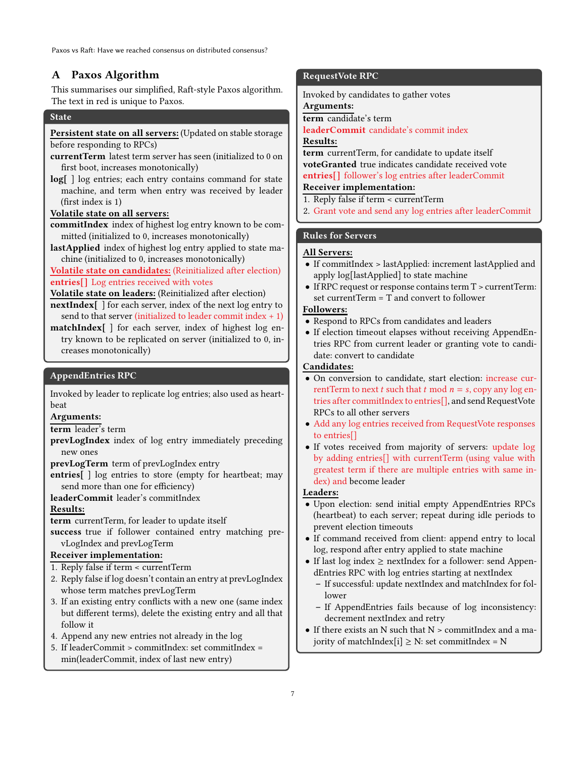# A Paxos Algorithm

This summarises our simplified, Raft-style Paxos algorithm. The text in red is unique to Paxos.

## State

**Persistent state on all servers:** (Updated on stable storage before responding to RPCs)

**currentTerm** latest term server has seen (initialized to 0 on first boot, increases monotonically)

**log[ ]** log entries; each entry contains command for state machine, and term when entry was received by leader (first index is 1)

**Volatile state on all servers:**

**commitIndex** index of highest log entry known to be committed (initialized to 0, increases monotonically)

**lastApplied** index of highest log entry applied to state machine (initialized to 0, increases monotonically)

**Volatile state on candidates:** (Reinitialized after election)

**entries[]** Log entries received with votes

**Volatile state on leaders:** (Reinitialized after election)

**nextIndex[ ]** for each server, index of the next log entry to send to that server (initialized to leader commit index + 1)

**matchIndex[ ]** for each server, index of highest log entry known to be replicated on server (initialized to 0, increases monotonically)

## AppendEntries RPC

Invoked by leader to replicate log entries; also used as heartbeat

**Arguments:**

**term** leader's term

**prevLogIndex** index of log entry immediately preceding new ones

**prevLogTerm** term of prevLogIndex entry

**entries[ ]** log entries to store (empty for heartbeat; may send more than one for efficiency)

**leaderCommit** leader's commitIndex

**Results:**

**term** currentTerm, for leader to update itself

**success** true if follower contained entry matching prevLogIndex and prevLogTerm

**Receiver implementation:**

1. Reply false if term < currentTerm
2. Reply false if log doesn't contain an entry at prevLogIndex whose term matches prevLogTerm
3. If an existing entry conflicts with a new one (same index but different terms), delete the existing entry and all that follow it
4. Append any new entries not already in the log
5. If leaderCommit > commitIndex: set commitIndex = min(leaderCommit, index of last new entry)

## RequestVote RPC

Invoked by candidates to gather votes

**Arguments:**

**term** candidate's term

**leaderCommit** candidate's commit index

**Results:**

**term** currentTerm, for candidate to update itself

**voteGranted** true indicates candidate received vote

**entries[]** follower's log entries after leaderCommit

**Receiver implementation:**

1. Reply false if term < currentTerm
2. Grant vote and send any log entries after leaderCommit

## Rules for Servers

**All Servers:**

- If commitIndex > lastApplied: increment lastApplied and apply log[lastApplied] to state machine
- If RPC request or response contains term T > currentTerm: set currentTerm = T and convert to follower

**Followers:**

- Respond to RPCs from candidates and leaders
- If election timeout elapses without receiving AppendEntries RPC from current leader or granting vote to candidate: convert to candidate

**Candidates:**

- On conversion to candidate, start election: increase currentTerm to next $t$ such that $t \bmod n = s$, copy any log entries after commitIndex to entries[], and send RequestVote RPCs to all other servers
- Add any log entries received from RequestVote responses to entries[]
- If votes received from majority of servers: update log by adding entries[] with currentTerm (using value with greatest term if there are multiple entries with same index) and become leader

**Leaders:**

- Upon election: send initial empty AppendEntries RPCs (heartbeat) to each server; repeat during idle periods to prevent election timeouts
- If command received from client: append entry to local log, respond after entry applied to state machine
- If last log index ≥ nextIndex for a follower: send AppendEntries RPC with log entries starting at nextIndex
  - If successful: update nextIndex and matchIndex for follower
  - If AppendEntries fails because of log inconsistency: decrement nextIndex and retry
- If there exists an N such that N > commitIndex and a majority of matchIndex[i] ≥ N: set commitIndex = N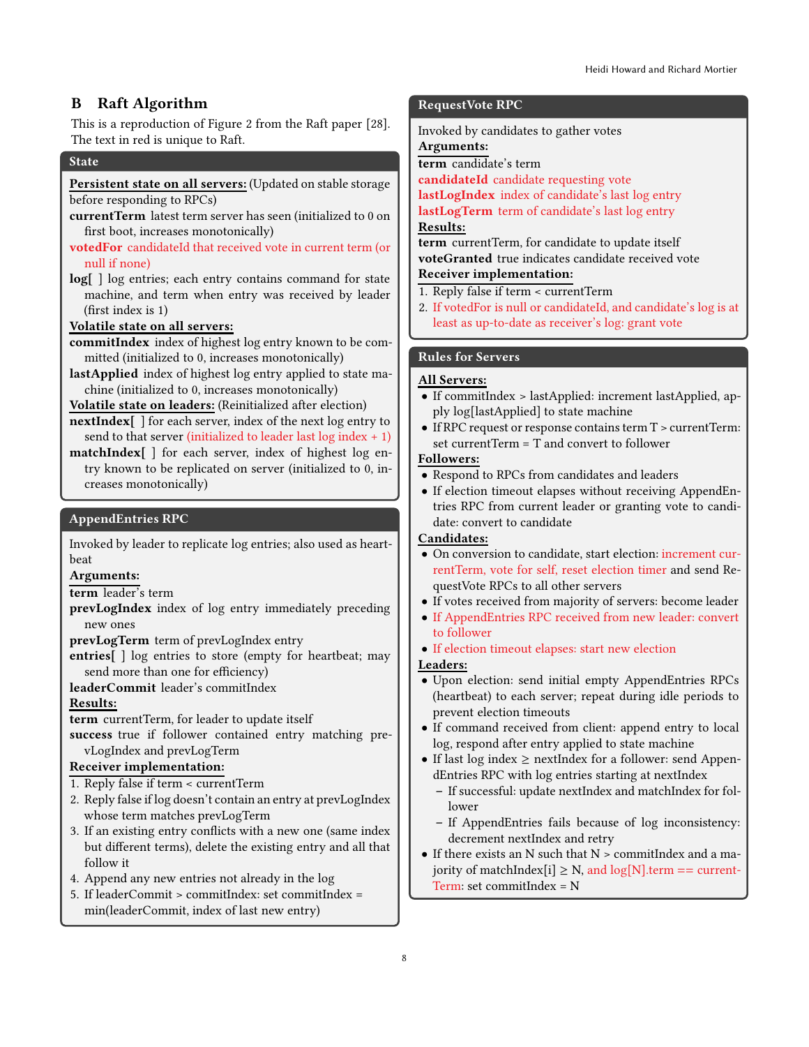## B Raft Algorithm

This is a reproduction of Figure 2 from the Raft paper [28]. The text in red is unique to Raft.

### State

**Persistent state on all servers:** (Updated on stable storage before responding to RPCs)

**currentTerm** latest term server has seen (initialized to 0 on first boot, increases monotonically)

**votedFor** candidateId that received vote in current term (or null if none)

**log[ ]** log entries; each entry contains command for state machine, and term when entry was received by leader (first index is 1)

**Volatile state on all servers:**

**commitIndex** index of highest log entry known to be committed (initialized to 0, increases monotonically)

**lastApplied** index of highest log entry applied to state machine (initialized to 0, increases monotonically)

**Volatile state on leaders:** (Reinitialized after election)

**nextIndex[ ]** for each server, index of the next log entry to send to that server (initialized to leader last log index + 1)

**matchIndex[ ]** for each server, index of highest log entry known to be replicated on server (initialized to 0, increases monotonically)

### AppendEntries RPC

Invoked by leader to replicate log entries; also used as heartbeat

**Arguments:**

**term** leader's term

**prevLogIndex** index of log entry immediately preceding new ones

**prevLogTerm** term of prevLogIndex entry

**entries[ ]** log entries to store (empty for heartbeat; may send more than one for efficiency)

**leaderCommit** leader's commitIndex

**Results:**

**term** currentTerm, for leader to update itself

**success** true if follower contained entry matching prevLogIndex and prevLogTerm

**Receiver implementation:**

1. Reply false if term < currentTerm
2. Reply false if log doesn't contain an entry at prevLogIndex whose term matches prevLogTerm
3. If an existing entry conflicts with a new one (same index but different terms), delete the existing entry and all that follow it
4. Append any new entries not already in the log
5. If leaderCommit > commitIndex: set commitIndex = min(leaderCommit, index of last new entry)

### RequestVote RPC

Invoked by candidates to gather votes

**Arguments:**

**term** candidate's term

**candidateId** candidate requesting vote

**lastLogIndex** index of candidate's last log entry

**lastLogTerm** term of candidate's last log entry

**Results:**

**term** currentTerm, for candidate to update itself

**voteGranted** true indicates candidate received vote

**Receiver implementation:**

1. Reply false if term < currentTerm
2. If votedFor is null or candidateId, and candidate's log is at least as up-to-date as receiver's log: grant vote

### Rules for Servers

**All Servers:**

- If commitIndex > lastApplied: increment lastApplied, apply log[lastApplied] to state machine
- If RPC request or response contains term T > currentTerm: set currentTerm = T and convert to follower

**Followers:**

- Respond to RPCs from candidates and leaders
- If election timeout elapses without receiving AppendEntries RPC from current leader or granting vote to candidate: convert to candidate

**Candidates:**

- On conversion to candidate, start election: increment currentTerm, vote for self, reset election timer and send RequestVote RPCs to all other servers
- If votes received from majority of servers: become leader
- If AppendEntries RPC received from new leader: convert to follower
- If election timeout elapses: start new election

**Leaders:**

- Upon election: send initial empty AppendEntries RPCs (heartbeat) to each server; repeat during idle periods to prevent election timeouts
- If command received from client: append entry to local log, respond after entry applied to state machine
- If last log index ≥ nextIndex for a follower: send AppendEntries RPC with log entries starting at nextIndex
  - If successful: update nextIndex and matchIndex for follower
  - If AppendEntries fails because of log inconsistency: decrement nextIndex and retry
- If there exists an N such that N > commitIndex and a majority of matchIndex[i] ≥ N, and log[N].term == currentTerm: set commitIndex = N